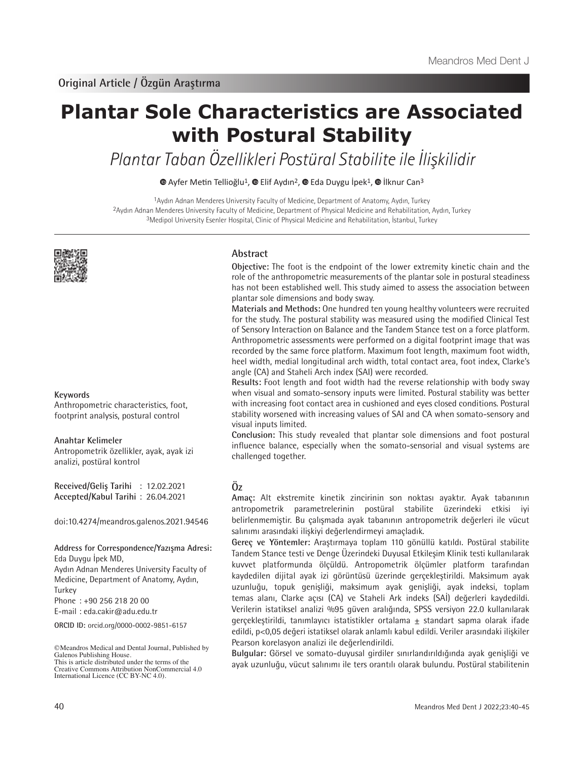Original Article / Özgün Araştırma

# Plantar Sole Characteristics are Associated with Postural Stability

*Plantar Taban Özellikleri Postüral Stabilite ile İlişkilidir*

Ayfer Metin Tellioğlu[1], Elif Aydın[2], Eda Duygu İpek[1], İlknur Can[3]

[1]Aydın Adnan Menderes University Faculty of Medicine, Department of Anatomy, Aydın, Turkey
[2]Aydın Adnan Menderes University Faculty of Medicine, Department of Physical Medicine and Rehabilitation, Aydın, Turkey
[3]Medipol University Esenler Hospital, Clinic of Physical Medicine and Rehabilitation, İstanbul, Turkey

## Abstract

**Objective:** The foot is the endpoint of the lower extremity kinetic chain and the role of the anthropometric measurements of the plantar sole in postural steadiness has not been established well. This study aimed to assess the association between plantar sole dimensions and body sway.

**Materials and Methods:** One hundred ten young healthy volunteers were recruited for the study. The postural stability was measured using the modified Clinical Test of Sensory Interaction on Balance and the Tandem Stance test on a force platform. Anthropometric assessments were performed on a digital footprint image that was recorded by the same force platform. Maximum foot length, maximum foot width, heel width, medial longitudinal arch width, total contact area, foot index, Clarke's angle (CA) and Staheli Arch index (SAI) were recorded.

**Results:** Foot length and foot width had the reverse relationship with body sway when visual and somato-sensory inputs were limited. Postural stability was better with increasing foot contact area in cushioned and eyes closed conditions. Postural stability worsened with increasing values of SAI and CA when somato-sensory and visual inputs limited.

**Conclusion:** This study revealed that plantar sole dimensions and foot postural influence balance, especially when the somato-sensorial and visual systems are challenged together.

**Keywords**

Anthropometric characteristics, foot, footprint analysis, postural control

## Öz

**Amaç:** Alt ekstremite kinetik zincirinin son noktası ayaktır. Ayak tabanının antropometrik parametrelerinin postüral stabilite üzerindeki etkisi iyi belirlenmemiştir. Bu çalışmada ayak tabanının antropometrik değerleri ile vücut salınımı arasındaki ilişkiyi değerlendirmeyi amaçladık.

**Gereç ve Yöntemler:** Araştırmaya toplam 110 gönüllü katıldı. Postüral stabilite Tandem Stance testi ve Denge Üzerindeki Duyusal Etkileşim Klinik testi kullanılarak kuvvet platformunda ölçüldü. Antropometrik ölçümler platform tarafından kaydedilen dijital ayak izi görüntüsü üzerinde gerçekleştirildi. Maksimum ayak uzunluğu, topuk genişliği, maksimum ayak genişliği, ayak indeksi, toplam temas alanı, Clarke açısı (CA) ve Staheli Ark indeks (SAİ) değerleri kaydedildi. Verilerin istatiksel analizi %95 güven aralığında, SPSS versiyon 22.0 kullanılarak gerçekleştirildi, tanımlayıcı istatistikler ortalama ± standart sapma olarak ifade edildi, p<0,05 değeri istatistiksel olarak anlamlı kabul edildi. Veriler arasındaki ilişkiler Pearson korelasyon analizi ile değerlendirildi.

**Bulgular:** Görsel ve somato-duyusal girdiler sınırlandırıldığında ayak genişliği ve ayak uzunluğu, vücut salınımı ile ters orantılı olarak bulundu. Postüral stabilitenin

**Anahtar Kelimeler**

Antropometrik özellikler, ayak, ayak izi analizi, postüral kontrol

**Received/Geliş Tarihi** : 12.02.2021
**Accepted/Kabul Tarihi** : 26.04.2021

doi:10.4274/meandros.galenos.2021.94546

**Address for Correspondence/Yazışma Adresi:**
Eda Duygu İpek MD,
Aydın Adnan Menderes University Faculty of Medicine, Department of Anatomy, Aydın, Turkey
Phone : +90 256 218 20 00
E-mail : eda.cakir@adu.edu.tr

**ORCID ID:** orcid.org/0000-0002-9851-6157

©Meandros Medical and Dental Journal, Published by Galenos Publishing House.
This is article distributed under the terms of the Creative Commons Attribution NonCommercial 4.0 International Licence (CC BY-NC 4.0).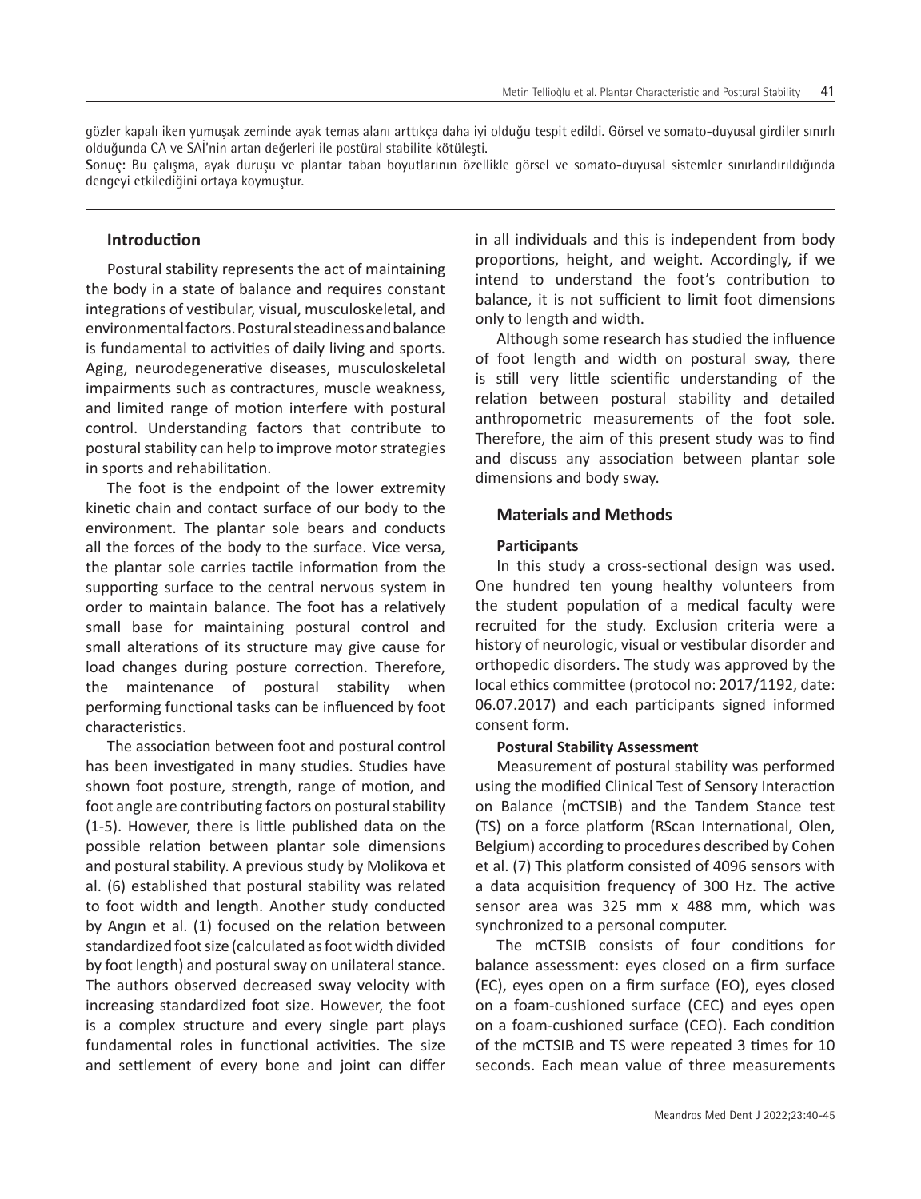gözler kapalı iken yumuşak zeminde ayak temas alanı arttıkça daha iyi olduğu tespit edildi. Görsel ve somato-duyusal girdiler sınırlı olduğunda CA ve SAİ'nin artan değerleri ile postüral stabilite kötüleşti.

**Sonuç:** Bu çalışma, ayak duruşu ve plantar taban boyutlarının özellikle görsel ve somato-duyusal sistemler sınırlandırıldığında dengeyi etkilediğini ortaya koymuştur.

## Introduction

Postural stability represents the act of maintaining the body in a state of balance and requires constant integrations of vestibular, visual, musculoskeletal, and environmental factors. Postural steadiness and balance is fundamental to activities of daily living and sports. Aging, neurodegenerative diseases, musculoskeletal impairments such as contractures, muscle weakness, and limited range of motion interfere with postural control. Understanding factors that contribute to postural stability can help to improve motor strategies in sports and rehabilitation.

The foot is the endpoint of the lower extremity kinetic chain and contact surface of our body to the environment. The plantar sole bears and conducts all the forces of the body to the surface. Vice versa, the plantar sole carries tactile information from the supporting surface to the central nervous system in order to maintain balance. The foot has a relatively small base for maintaining postural control and small alterations of its structure may give cause for load changes during posture correction. Therefore, the maintenance of postural stability when performing functional tasks can be influenced by foot characteristics.

The association between foot and postural control has been investigated in many studies. Studies have shown foot posture, strength, range of motion, and foot angle are contributing factors on postural stability (1-5). However, there is little published data on the possible relation between plantar sole dimensions and postural stability. A previous study by Molikova et al. (6) established that postural stability was related to foot width and length. Another study conducted by Angın et al. (1) focused on the relation between standardized foot size (calculated as foot width divided by foot length) and postural sway on unilateral stance. The authors observed decreased sway velocity with increasing standardized foot size. However, the foot is a complex structure and every single part plays fundamental roles in functional activities. The size and settlement of every bone and joint can differ in all individuals and this is independent from body proportions, height, and weight. Accordingly, if we intend to understand the foot's contribution to balance, it is not sufficient to limit foot dimensions only to length and width.

Although some research has studied the influence of foot length and width on postural sway, there is still very little scientific understanding of the relation between postural stability and detailed anthropometric measurements of the foot sole. Therefore, the aim of this present study was to find and discuss any association between plantar sole dimensions and body sway.

## Materials and Methods

### Participants

In this study a cross-sectional design was used. One hundred ten young healthy volunteers from the student population of a medical faculty were recruited for the study. Exclusion criteria were a history of neurologic, visual or vestibular disorder and orthopedic disorders. The study was approved by the local ethics committee (protocol no: 2017/1192, date: 06.07.2017) and each participants signed informed consent form.

### Postural Stability Assessment

Measurement of postural stability was performed using the modified Clinical Test of Sensory Interaction on Balance (mCTSIB) and the Tandem Stance test (TS) on a force platform (RScan International, Olen, Belgium) according to procedures described by Cohen et al. (7) This platform consisted of 4096 sensors with a data acquisition frequency of 300 Hz. The active sensor area was 325 mm x 488 mm, which was synchronized to a personal computer.

The mCTSIB consists of four conditions for balance assessment: eyes closed on a firm surface (EC), eyes open on a firm surface (EO), eyes closed on a foam-cushioned surface (CEC) and eyes open on a foam-cushioned surface (CEO). Each condition of the mCTSIB and TS were repeated 3 times for 10 seconds. Each mean value of three measurements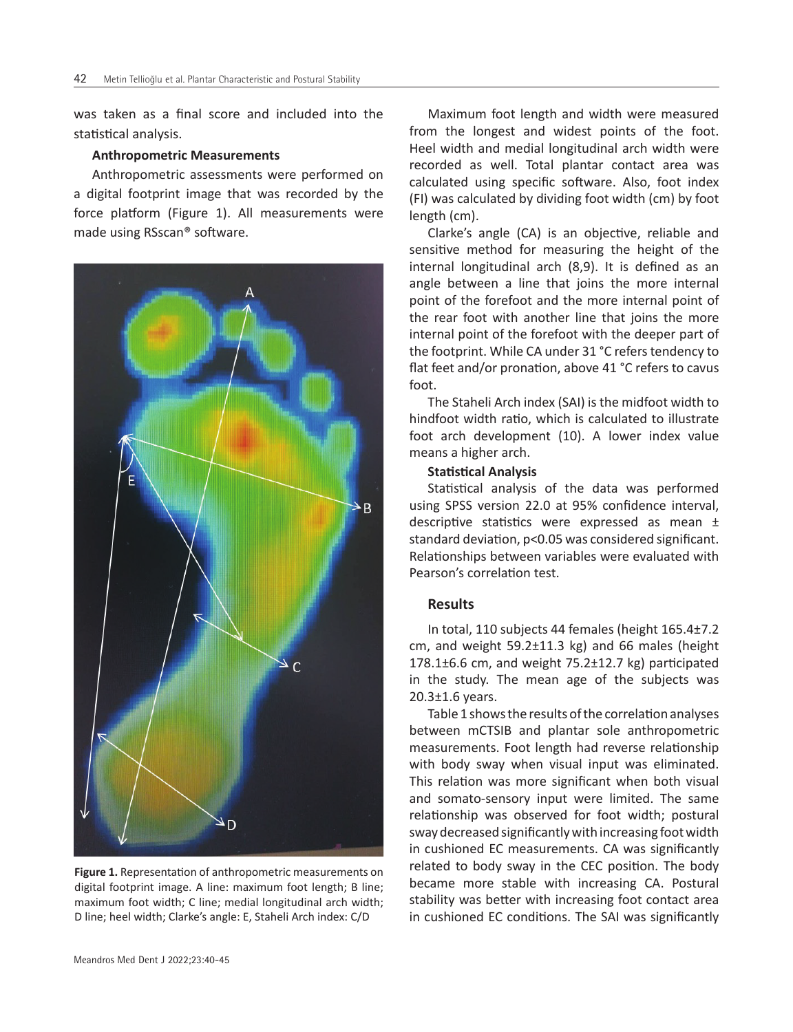was taken as a final score and included into the statistical analysis.

**Anthropometric Measurements**

Anthropometric assessments were performed on a digital footprint image that was recorded by the force platform (Figure 1). All measurements were made using RSscan® software.

A

B

C

D

E

**Figure 1.** Representation of anthropometric measurements on digital footprint image. A line: maximum foot length; B line; maximum foot width; C line; medial longitudinal arch width; D line; heel width; Clarke's angle: E, Staheli Arch index: C/D

Maximum foot length and width were measured from the longest and widest points of the foot. Heel width and medial longitudinal arch width were recorded as well. Total plantar contact area was calculated using specific software. Also, foot index (FI) was calculated by dividing foot width (cm) by foot length (cm).

Clarke's angle (CA) is an objective, reliable and sensitive method for measuring the height of the internal longitudinal arch (8,9). It is defined as an angle between a line that joins the more internal point of the forefoot and the more internal point of the rear foot with another line that joins the more internal point of the forefoot with the deeper part of the footprint. While CA under 31 °C refers tendency to flat feet and/or pronation, above 41 °C refers to cavus foot.

The Staheli Arch index (SAI) is the midfoot width to hindfoot width ratio, which is calculated to illustrate foot arch development (10). A lower index value means a higher arch.

**Statistical Analysis**

Statistical analysis of the data was performed using SPSS version 22.0 at 95% confidence interval, descriptive statistics were expressed as mean ± standard deviation, p<0.05 was considered significant. Relationships between variables were evaluated with Pearson's correlation test.

## Results

In total, 110 subjects 44 females (height 165.4±7.2 cm, and weight 59.2±11.3 kg) and 66 males (height 178.1±6.6 cm, and weight 75.2±12.7 kg) participated in the study. The mean age of the subjects was 20.3±1.6 years.

Table 1 shows the results of the correlation analyses between mCTSIB and plantar sole anthropometric measurements. Foot length had reverse relationship with body sway when visual input was eliminated. This relation was more significant when both visual and somato-sensory input were limited. The same relationship was observed for foot width; postural sway decreased significantly with increasing foot width in cushioned EC measurements. CA was significantly related to body sway in the CEC position. The body became more stable with increasing CA. Postural stability was better with increasing foot contact area in cushioned EC conditions. The SAI was significantly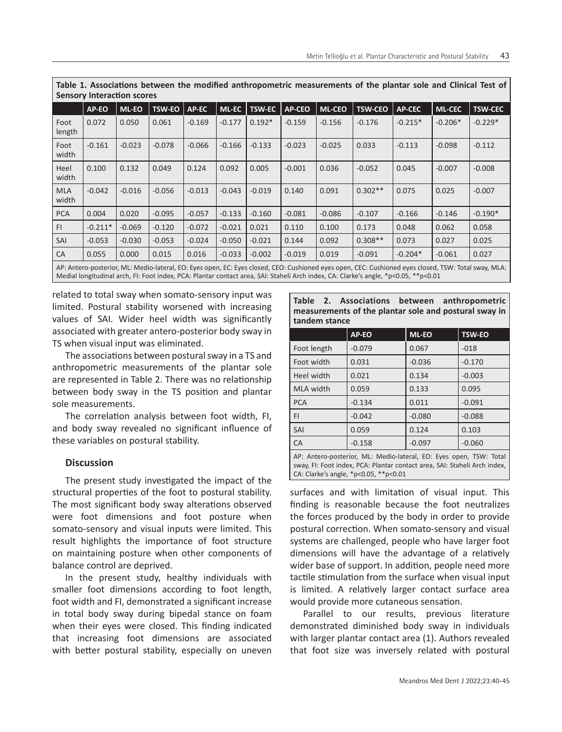**Table 1. Associations between the modified anthropometric measurements of the plantar sole and Clinical Test of Sensory Interaction scores**

| | AP-EO | ML-EO | TSW-EO | AP-EC | ML-EC | TSW-EC | AP-CEO | ML-CEO | TSW-CEO | AP-CEC | ML-CEC | TSW-CEC |
|---|---|---|---|---|---|---|---|---|---|---|---|---|
| Foot length | 0.072 | 0.050 | 0.061 | -0.169 | -0.177 | 0.192* | -0.159 | -0.156 | -0.176 | -0.215* | -0.206* | -0.229* |
| Foot width | -0.161 | -0.023 | -0.078 | -0.066 | -0.166 | -0.133 | -0.023 | -0.025 | 0.033 | -0.113 | -0.098 | -0.112 |
| Heel width | 0.100 | 0.132 | 0.049 | 0.124 | 0.092 | 0.005 | -0.001 | 0.036 | -0.052 | 0.045 | -0.007 | -0.008 |
| MLA width | -0.042 | -0.016 | -0.056 | -0.013 | -0.043 | -0.019 | 0.140 | 0.091 | 0.302** | 0.075 | 0.025 | -0.007 |
| PCA | 0.004 | 0.020 | -0.095 | -0.057 | -0.133 | -0.160 | -0.081 | -0.086 | -0.107 | -0.166 | -0.146 | -0.190* |
| FI | -0.211* | -0.069 | -0.120 | -0.072 | -0.021 | 0.021 | 0.110 | 0.100 | 0.173 | 0.048 | 0.062 | 0.058 |
| SAI | -0.053 | -0.030 | -0.053 | -0.024 | -0.050 | -0.021 | 0.144 | 0.092 | 0.308** | 0.073 | 0.027 | 0.025 |
| CA | 0.055 | 0.000 | 0.015 | 0.016 | -0.033 | -0.002 | -0.019 | 0.019 | -0.091 | -0.204* | -0.061 | 0.027 |

AP: Antero-posterior, ML: Medio-lateral, EO: Eyes open, EC: Eyes closed, CEO: Cushioned eyes open, CEC: Cushioned eyes closed, TSW: Total sway, MLA: Medial longitudinal arch, FI: Foot index, PCA: Plantar contact area, SAI: Staheli Arch index, CA: Clarke's angle, *p<0.05, **p<0.01

related to total sway when somato-sensory input was limited. Postural stability worsened with increasing values of SAI. Wider heel width was significantly associated with greater antero-posterior body sway in TS when visual input was eliminated.

The associations between postural sway in a TS and anthropometric measurements of the plantar sole are represented in Table 2. There was no relationship between body sway in the TS position and plantar sole measurements.

The correlation analysis between foot width, FI, and body sway revealed no significant influence of these variables on postural stability.

**Table 2. Associations between anthropometric measurements of the plantar sole and postural sway in tandem stance**

| | AP-EO | ML-EO | TSW-EO |
|---|---|---|---|
| Foot length | -0.079 | 0.067 | -018 |
| Foot width | 0.031 | -0.036 | -0.170 |
| Heel width | 0.021 | 0.134 | -0.003 |
| MLA width | 0.059 | 0.133 | 0.095 |
| PCA | -0.134 | 0.011 | -0.091 |
| FI | -0.042 | -0.080 | -0.088 |
| SAI | 0.059 | 0.124 | 0.103 |
| CA | -0.158 | -0.097 | -0.060 |

AP: Antero-posterior, ML: Medio-lateral, EO: Eyes open, TSW: Total sway, FI: Foot index, PCA: Plantar contact area, SAI: Staheli Arch index, CA: Clarke's angle, *p<0.05, **p<0.01

## Discussion

The present study investigated the impact of the structural properties of the foot to postural stability. The most significant body sway alterations observed were foot dimensions and foot posture when somato-sensory and visual inputs were limited. This result highlights the importance of foot structure on maintaining posture when other components of balance control are deprived.

In the present study, healthy individuals with smaller foot dimensions according to foot length, foot width and FI, demonstrated a significant increase in total body sway during bipedal stance on foam when their eyes were closed. This finding indicated that increasing foot dimensions are associated with better postural stability, especially on uneven surfaces and with limitation of visual input. This finding is reasonable because the foot neutralizes the forces produced by the body in order to provide postural correction. When somato-sensory and visual systems are challenged, people who have larger foot dimensions will have the advantage of a relatively wider base of support. In addition, people need more tactile stimulation from the surface when visual input is limited. A relatively larger contact surface area would provide more cutaneous sensation.

Parallel to our results, previous literature demonstrated diminished body sway in individuals with larger plantar contact area (1). Authors revealed that foot size was inversely related with postural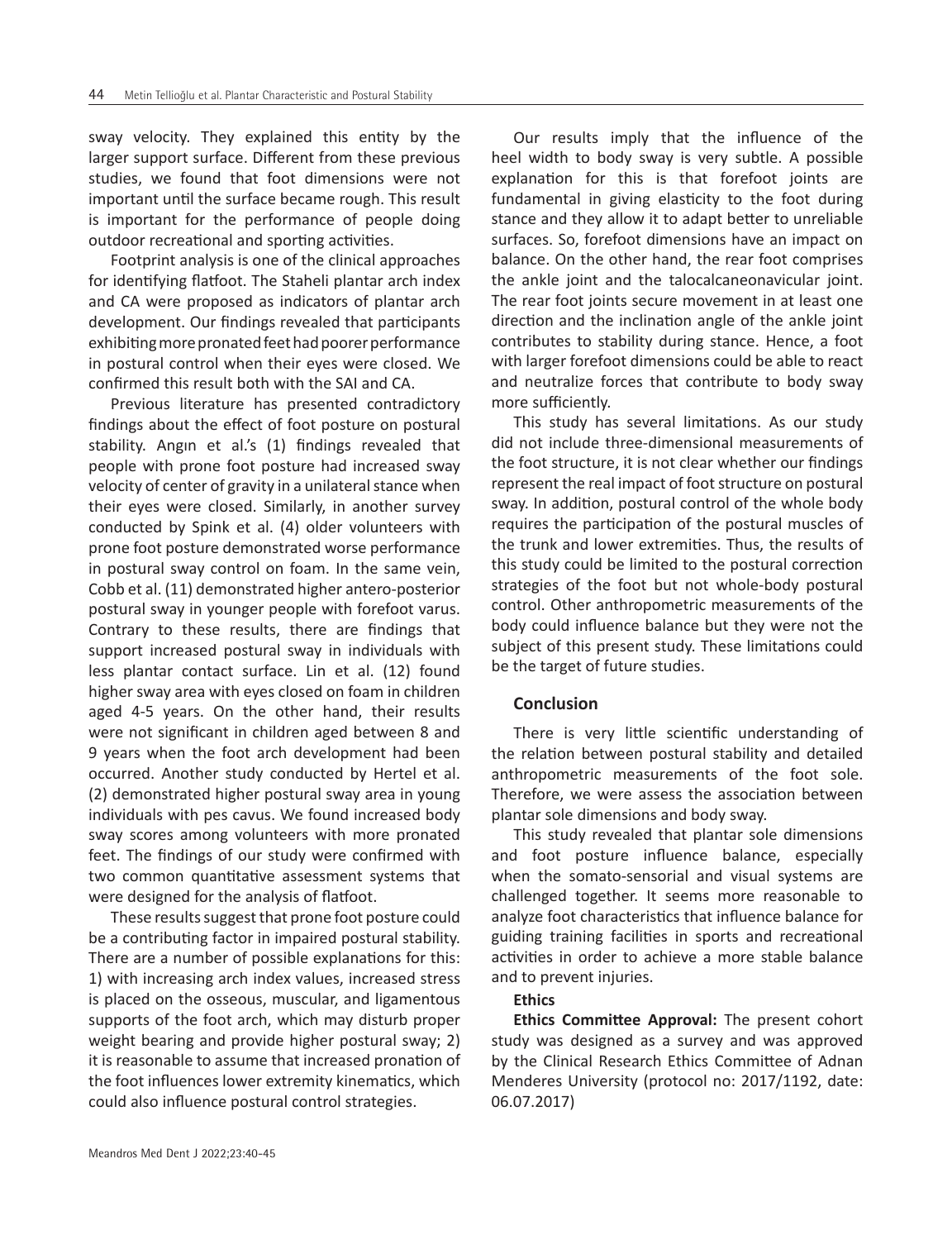sway velocity. They explained this entity by the larger support surface. Different from these previous studies, we found that foot dimensions were not important until the surface became rough. This result is important for the performance of people doing outdoor recreational and sporting activities.

Footprint analysis is one of the clinical approaches for identifying flatfoot. The Staheli plantar arch index and CA were proposed as indicators of plantar arch development. Our findings revealed that participants exhibiting more pronated feet had poorer performance in postural control when their eyes were closed. We confirmed this result both with the SAI and CA.

Previous literature has presented contradictory findings about the effect of foot posture on postural stability. Angın et al.'s (1) findings revealed that people with prone foot posture had increased sway velocity of center of gravity in a unilateral stance when their eyes were closed. Similarly, in another survey conducted by Spink et al. (4) older volunteers with prone foot posture demonstrated worse performance in postural sway control on foam. In the same vein, Cobb et al. (11) demonstrated higher antero-posterior postural sway in younger people with forefoot varus. Contrary to these results, there are findings that support increased postural sway in individuals with less plantar contact surface. Lin et al. (12) found higher sway area with eyes closed on foam in children aged 4-5 years. On the other hand, their results were not significant in children aged between 8 and 9 years when the foot arch development had been occurred. Another study conducted by Hertel et al. (2) demonstrated higher postural sway area in young individuals with pes cavus. We found increased body sway scores among volunteers with more pronated feet. The findings of our study were confirmed with two common quantitative assessment systems that were designed for the analysis of flatfoot.

These results suggest that prone foot posture could be a contributing factor in impaired postural stability. There are a number of possible explanations for this: 1) with increasing arch index values, increased stress is placed on the osseous, muscular, and ligamentous supports of the foot arch, which may disturb proper weight bearing and provide higher postural sway; 2) it is reasonable to assume that increased pronation of the foot influences lower extremity kinematics, which could also influence postural control strategies.

Our results imply that the influence of the heel width to body sway is very subtle. A possible explanation for this is that forefoot joints are fundamental in giving elasticity to the foot during stance and they allow it to adapt better to unreliable surfaces. So, forefoot dimensions have an impact on balance. On the other hand, the rear foot comprises the ankle joint and the talocalcaneonavicular joint. The rear foot joints secure movement in at least one direction and the inclination angle of the ankle joint contributes to stability during stance. Hence, a foot with larger forefoot dimensions could be able to react and neutralize forces that contribute to body sway more sufficiently.

This study has several limitations. As our study did not include three-dimensional measurements of the foot structure, it is not clear whether our findings represent the real impact of foot structure on postural sway. In addition, postural control of the whole body requires the participation of the postural muscles of the trunk and lower extremities. Thus, the results of this study could be limited to the postural correction strategies of the foot but not whole-body postural control. Other anthropometric measurements of the body could influence balance but they were not the subject of this present study. These limitations could be the target of future studies.

## Conclusion

There is very little scientific understanding of the relation between postural stability and detailed anthropometric measurements of the foot sole. Therefore, we were assess the association between plantar sole dimensions and body sway.

This study revealed that plantar sole dimensions and foot posture influence balance, especially when the somato-sensorial and visual systems are challenged together. It seems more reasonable to analyze foot characteristics that influence balance for guiding training facilities in sports and recreational activities in order to achieve a more stable balance and to prevent injuries.

### Ethics

**Ethics Committee Approval:** The present cohort study was designed as a survey and was approved by the Clinical Research Ethics Committee of Adnan Menderes University (protocol no: 2017/1192, date: 06.07.2017)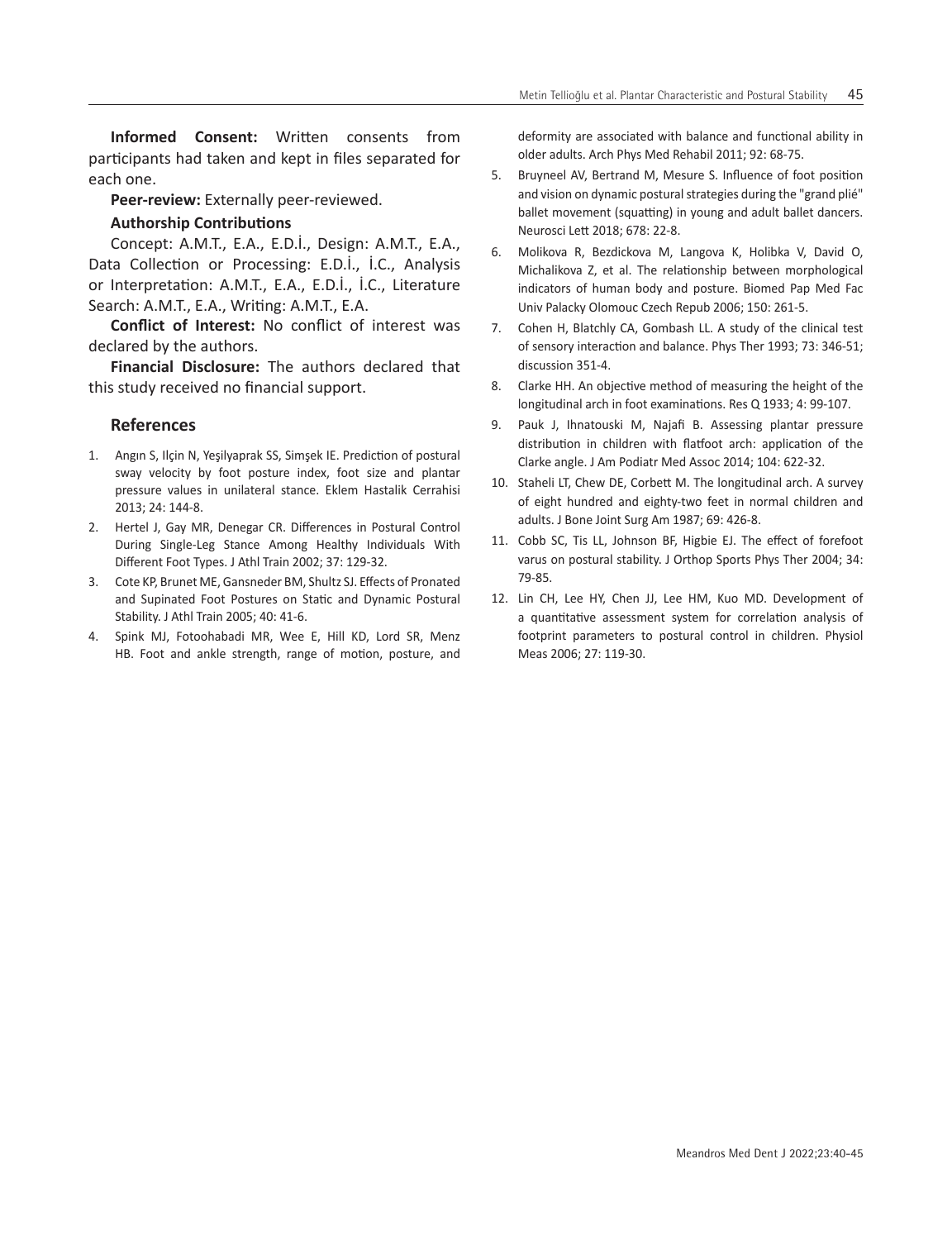**Informed Consent:** Written consents from participants had taken and kept in files separated for each one.

**Peer-review:** Externally peer-reviewed.

**Authorship Contributions**

Concept: A.M.T., E.A., E.D.İ., Design: A.M.T., E.A., Data Collection or Processing: E.D.İ., İ.C., Analysis or Interpretation: A.M.T., E.A., E.D.İ., İ.C., Literature Search: A.M.T., E.A., Writing: A.M.T., E.A.

**Conflict of Interest:** No conflict of interest was declared by the authors.

**Financial Disclosure:** The authors declared that this study received no financial support.

## References

1. Angın S, Ilçin N, Yeşilyaprak SS, Simşek IE. Prediction of postural sway velocity by foot posture index, foot size and plantar pressure values in unilateral stance. Eklem Hastalik Cerrahisi 2013; 24: 144-8.
2. Hertel J, Gay MR, Denegar CR. Differences in Postural Control During Single-Leg Stance Among Healthy Individuals With Different Foot Types. J Athl Train 2002; 37: 129-32.
3. Cote KP, Brunet ME, Gansneder BM, Shultz SJ. Effects of Pronated and Supinated Foot Postures on Static and Dynamic Postural Stability. J Athl Train 2005; 40: 41-6.
4. Spink MJ, Fotoohabadi MR, Wee E, Hill KD, Lord SR, Menz HB. Foot and ankle strength, range of motion, posture, and deformity are associated with balance and functional ability in older adults. Arch Phys Med Rehabil 2011; 92: 68-75.
5. Bruyneel AV, Bertrand M, Mesure S. Influence of foot position and vision on dynamic postural strategies during the "grand plié" ballet movement (squatting) in young and adult ballet dancers. Neurosci Lett 2018; 678: 22-8.
6. Molikova R, Bezdickova M, Langova K, Holibka V, David O, Michalikova Z, et al. The relationship between morphological indicators of human body and posture. Biomed Pap Med Fac Univ Palacky Olomouc Czech Repub 2006; 150: 261-5.
7. Cohen H, Blatchly CA, Gombash LL. A study of the clinical test of sensory interaction and balance. Phys Ther 1993; 73: 346-51; discussion 351-4.
8. Clarke HH. An objective method of measuring the height of the longitudinal arch in foot examinations. Res Q 1933; 4: 99-107.
9. Pauk J, Ihnatouski M, Najafi B. Assessing plantar pressure distribution in children with flatfoot arch: application of the Clarke angle. J Am Podiatr Med Assoc 2014; 104: 622-32.
10. Staheli LT, Chew DE, Corbett M. The longitudinal arch. A survey of eight hundred and eighty-two feet in normal children and adults. J Bone Joint Surg Am 1987; 69: 426-8.
11. Cobb SC, Tis LL, Johnson BF, Higbie EJ. The effect of forefoot varus on postural stability. J Orthop Sports Phys Ther 2004; 34: 79-85.
12. Lin CH, Lee HY, Chen JJ, Lee HM, Kuo MD. Development of a quantitative assessment system for correlation analysis of footprint parameters to postural control in children. Physiol Meas 2006; 27: 119-30.